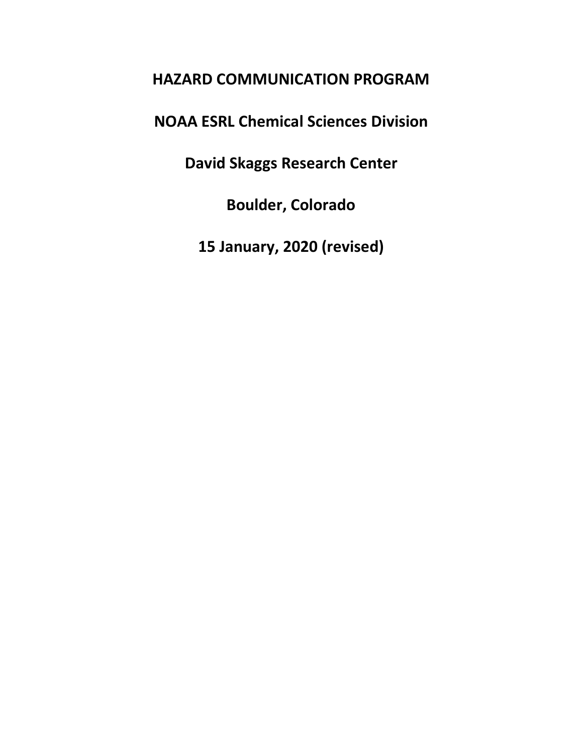# HAZARD COMMUNICATION PROGRAM

**NOAA ESRL Chemical Sciences Division**

**David Skaggs Research Center**

**Boulder, Colorado**

**15 January, 2020 (revised)**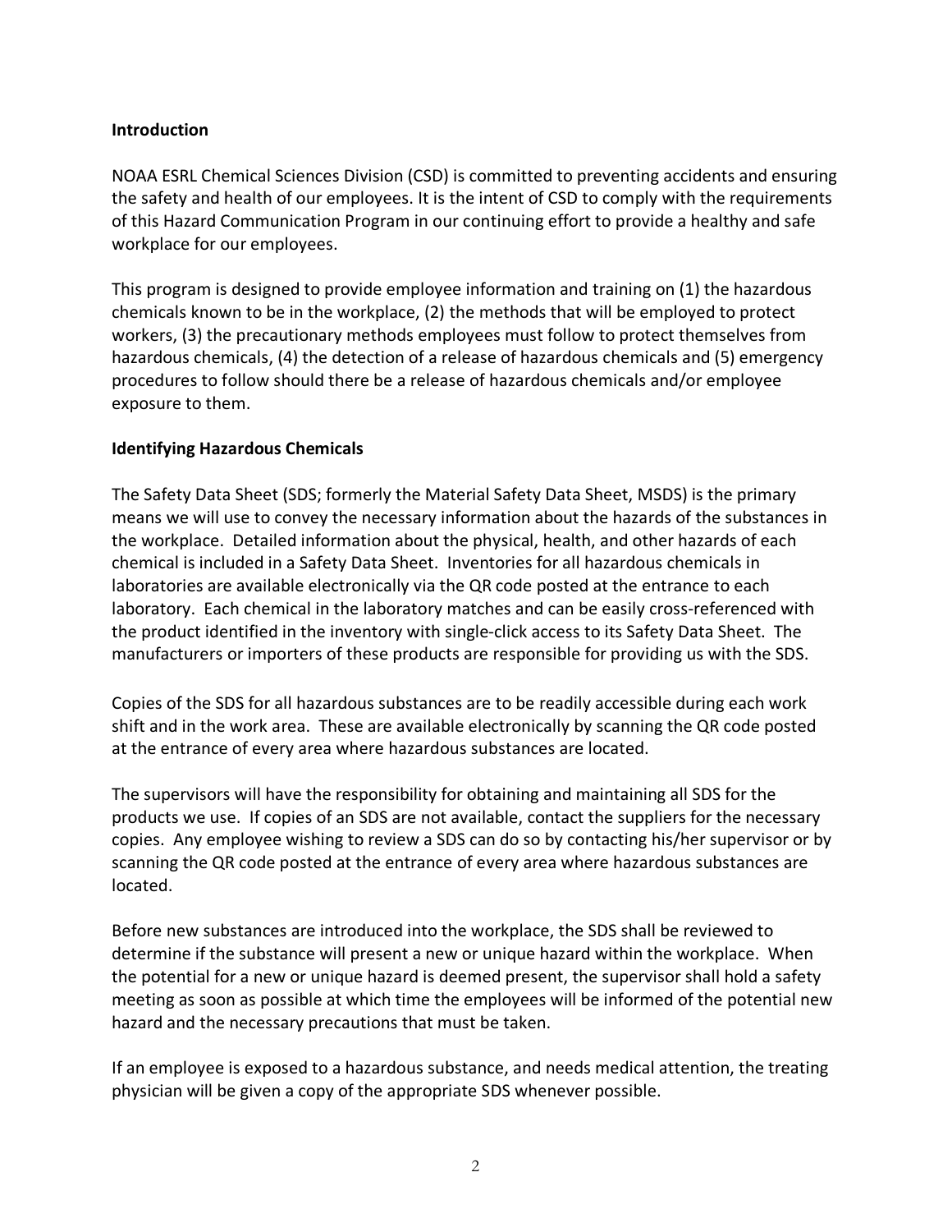## Introduction

NOAA ESRL Chemical Sciences Division (CSD) is committed to preventing accidents and ensuring the safety and health of our employees. It is the intent of CSD to comply with the requirements of this Hazard Communication Program in our continuing effort to provide a healthy and safe workplace for our employees.

This program is designed to provide employee information and training on (1) the hazardous chemicals known to be in the workplace, (2) the methods that will be employed to protect workers, (3) the precautionary methods employees must follow to protect themselves from hazardous chemicals, (4) the detection of a release of hazardous chemicals and (5) emergency procedures to follow should there be a release of hazardous chemicals and/or employee exposure to them.

## Identifying Hazardous Chemicals

The Safety Data Sheet (SDS; formerly the Material Safety Data Sheet, MSDS) is the primary means we will use to convey the necessary information about the hazards of the substances in the workplace. Detailed information about the physical, health, and other hazards of each chemical is included in a Safety Data Sheet. Inventories for all hazardous chemicals in laboratories are available electronically via the QR code posted at the entrance to each laboratory. Each chemical in the laboratory matches and can be easily cross-referenced with the product identified in the inventory with single-click access to its Safety Data Sheet. The manufacturers or importers of these products are responsible for providing us with the SDS.

Copies of the SDS for all hazardous substances are to be readily accessible during each work shift and in the work area. These are available electronically by scanning the QR code posted at the entrance of every area where hazardous substances are located.

The supervisors will have the responsibility for obtaining and maintaining all SDS for the products we use. If copies of an SDS are not available, contact the suppliers for the necessary copies. Any employee wishing to review a SDS can do so by contacting his/her supervisor or by scanning the QR code posted at the entrance of every area where hazardous substances are located.

Before new substances are introduced into the workplace, the SDS shall be reviewed to determine if the substance will present a new or unique hazard within the workplace. When the potential for a new or unique hazard is deemed present, the supervisor shall hold a safety meeting as soon as possible at which time the employees will be informed of the potential new hazard and the necessary precautions that must be taken.

If an employee is exposed to a hazardous substance, and needs medical attention, the treating physician will be given a copy of the appropriate SDS whenever possible.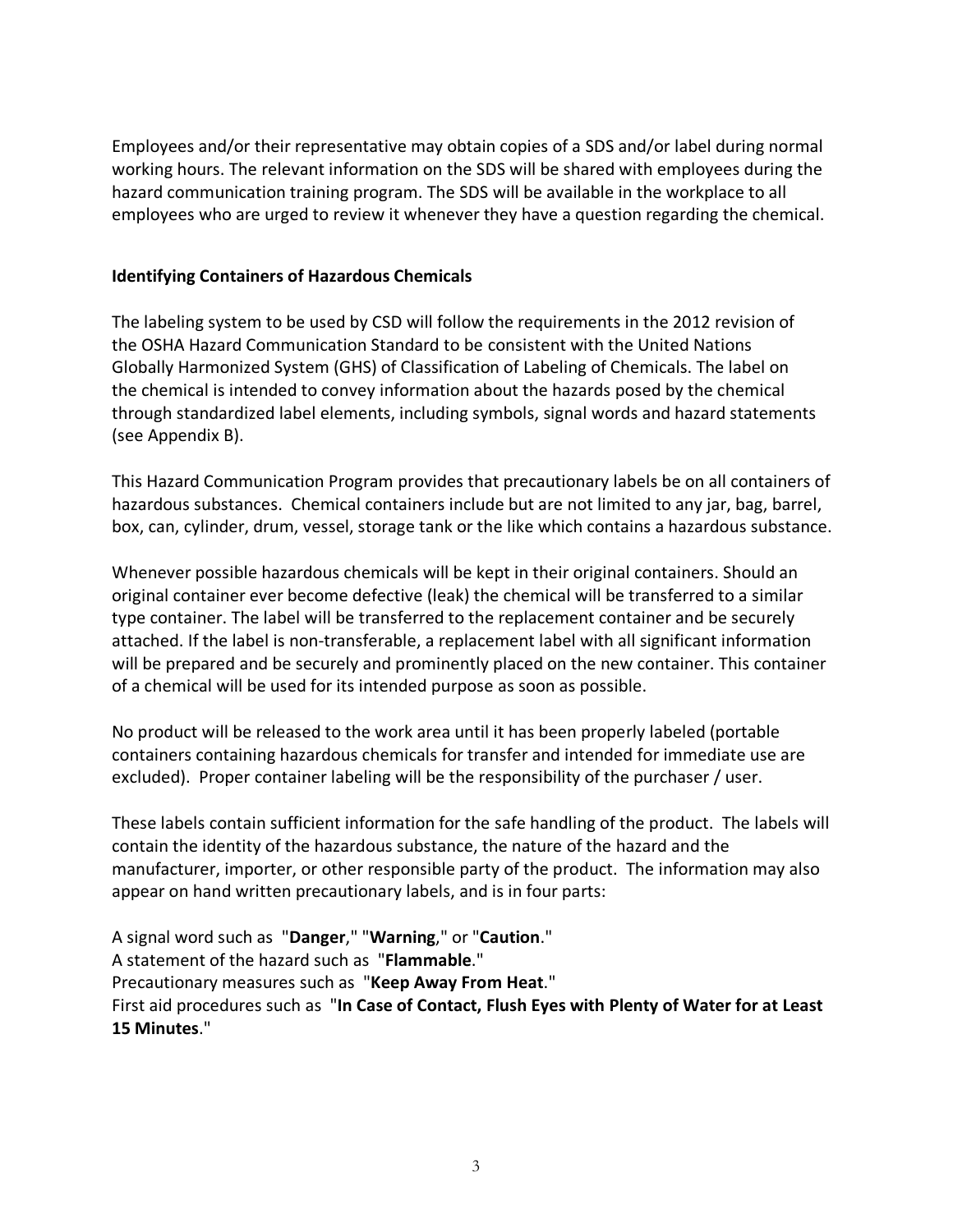Employees and/or their representative may obtain copies of a SDS and/or label during normal working hours. The relevant information on the SDS will be shared with employees during the hazard communication training program. The SDS will be available in the workplace to all employees who are urged to review it whenever they have a question regarding the chemical.

**Identifying Containers of Hazardous Chemicals**

The labeling system to be used by CSD will follow the requirements in the 2012 revision of the OSHA Hazard Communication Standard to be consistent with the United Nations Globally Harmonized System (GHS) of Classification of Labeling of Chemicals. The label on the chemical is intended to convey information about the hazards posed by the chemical through standardized label elements, including symbols, signal words and hazard statements (see Appendix B).

This Hazard Communication Program provides that precautionary labels be on all containers of hazardous substances. Chemical containers include but are not limited to any jar, bag, barrel, box, can, cylinder, drum, vessel, storage tank or the like which contains a hazardous substance.

Whenever possible hazardous chemicals will be kept in their original containers. Should an original container ever become defective (leak) the chemical will be transferred to a similar type container. The label will be transferred to the replacement container and be securely attached. If the label is non-transferable, a replacement label with all significant information will be prepared and be securely and prominently placed on the new container. This container of a chemical will be used for its intended purpose as soon as possible.

No product will be released to the work area until it has been properly labeled (portable containers containing hazardous chemicals for transfer and intended for immediate use are excluded). Proper container labeling will be the responsibility of the purchaser / user.

These labels contain sufficient information for the safe handling of the product. The labels will contain the identity of the hazardous substance, the nature of the hazard and the manufacturer, importer, or other responsible party of the product. The information may also appear on hand written precautionary labels, and is in four parts:

A signal word such as "**Danger**," "**Warning**," or "**Caution**."
A statement of the hazard such as "**Flammable**."
Precautionary measures such as "**Keep Away From Heat**."
First aid procedures such as "**In Case of Contact, Flush Eyes with Plenty of Water for at Least 15 Minutes**."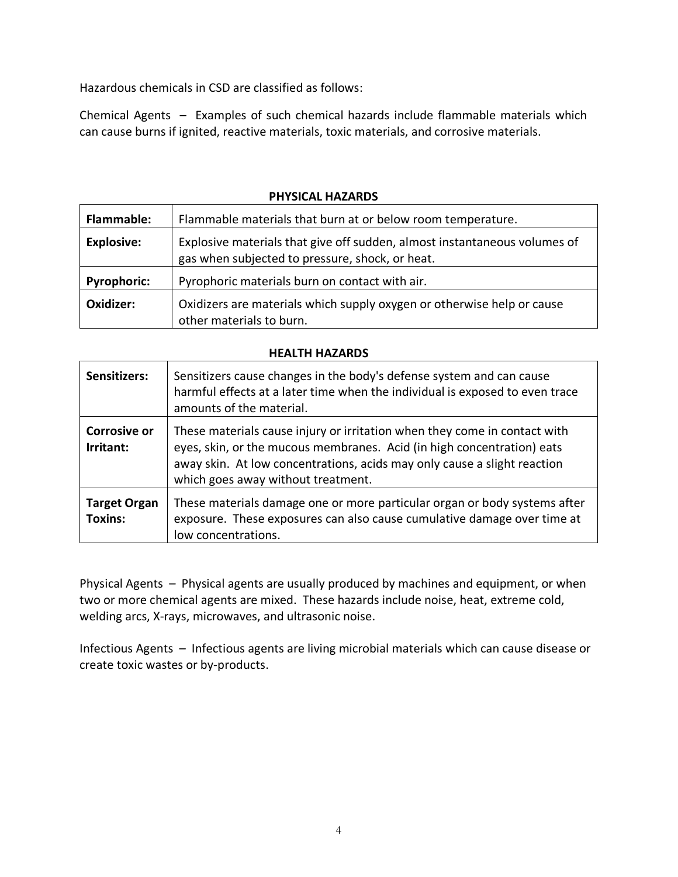Hazardous chemicals in CSD are classified as follows:

Chemical Agents – Examples of such chemical hazards include flammable materials which can cause burns if ignited, reactive materials, toxic materials, and corrosive materials.

**PHYSICAL HAZARDS**

| | |
|---|---|
| **Flammable:** | Flammable materials that burn at or below room temperature. |
| **Explosive:** | Explosive materials that give off sudden, almost instantaneous volumes of gas when subjected to pressure, shock, or heat. |
| **Pyrophoric:** | Pyrophoric materials burn on contact with air. |
| **Oxidizer:** | Oxidizers are materials which supply oxygen or otherwise help or cause other materials to burn. |

**HEALTH HAZARDS**

| | |
|---|---|
| **Sensitizers:** | Sensitizers cause changes in the body's defense system and can cause harmful effects at a later time when the individual is exposed to even trace amounts of the material. |
| **Corrosive or Irritant:** | These materials cause injury or irritation when they come in contact with eyes, skin, or the mucous membranes. Acid (in high concentration) eats away skin. At low concentrations, acids may only cause a slight reaction which goes away without treatment. |
| **Target Organ Toxins:** | These materials damage one or more particular organ or body systems after exposure. These exposures can also cause cumulative damage over time at low concentrations. |

Physical Agents – Physical agents are usually produced by machines and equipment, or when two or more chemical agents are mixed. These hazards include noise, heat, extreme cold, welding arcs, X-rays, microwaves, and ultrasonic noise.

Infectious Agents – Infectious agents are living microbial materials which can cause disease or create toxic wastes or by-products.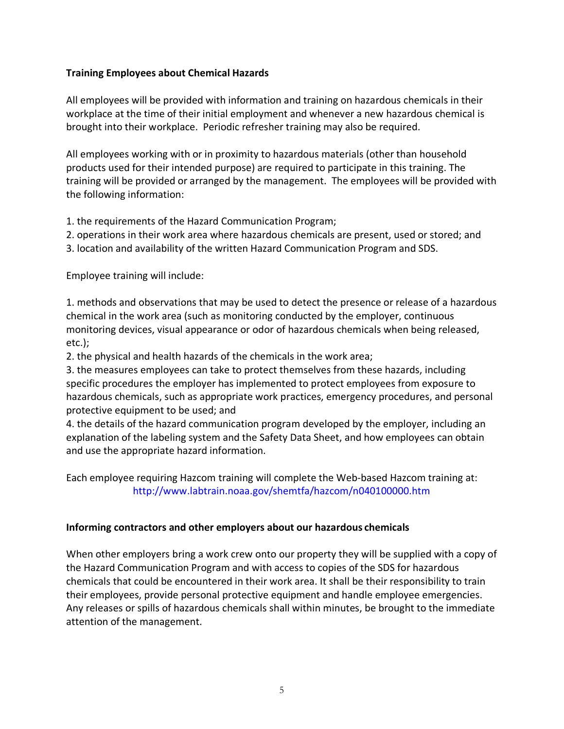## Training Employees about Chemical Hazards

All employees will be provided with information and training on hazardous chemicals in their workplace at the time of their initial employment and whenever a new hazardous chemical is brought into their workplace. Periodic refresher training may also be required.

All employees working with or in proximity to hazardous materials (other than household products used for their intended purpose) are required to participate in this training. The training will be provided or arranged by the management. The employees will be provided with the following information:

1. the requirements of the Hazard Communication Program;
2. operations in their work area where hazardous chemicals are present, used or stored; and
3. location and availability of the written Hazard Communication Program and SDS.

Employee training will include:

1. methods and observations that may be used to detect the presence or release of a hazardous chemical in the work area (such as monitoring conducted by the employer, continuous monitoring devices, visual appearance or odor of hazardous chemicals when being released, etc.);
2. the physical and health hazards of the chemicals in the work area;
3. the measures employees can take to protect themselves from these hazards, including specific procedures the employer has implemented to protect employees from exposure to hazardous chemicals, such as appropriate work practices, emergency procedures, and personal protective equipment to be used; and
4. the details of the hazard communication program developed by the employer, including an explanation of the labeling system and the Safety Data Sheet, and how employees can obtain and use the appropriate hazard information.

Each employee requiring Hazcom training will complete the Web-based Hazcom training at: http://www.labtrain.noaa.gov/shemtfa/hazcom/n040100000.htm

## Informing contractors and other employers about our hazardous chemicals

When other employers bring a work crew onto our property they will be supplied with a copy of the Hazard Communication Program and with access to copies of the SDS for hazardous chemicals that could be encountered in their work area. It shall be their responsibility to train their employees, provide personal protective equipment and handle employee emergencies. Any releases or spills of hazardous chemicals shall within minutes, be brought to the immediate attention of the management.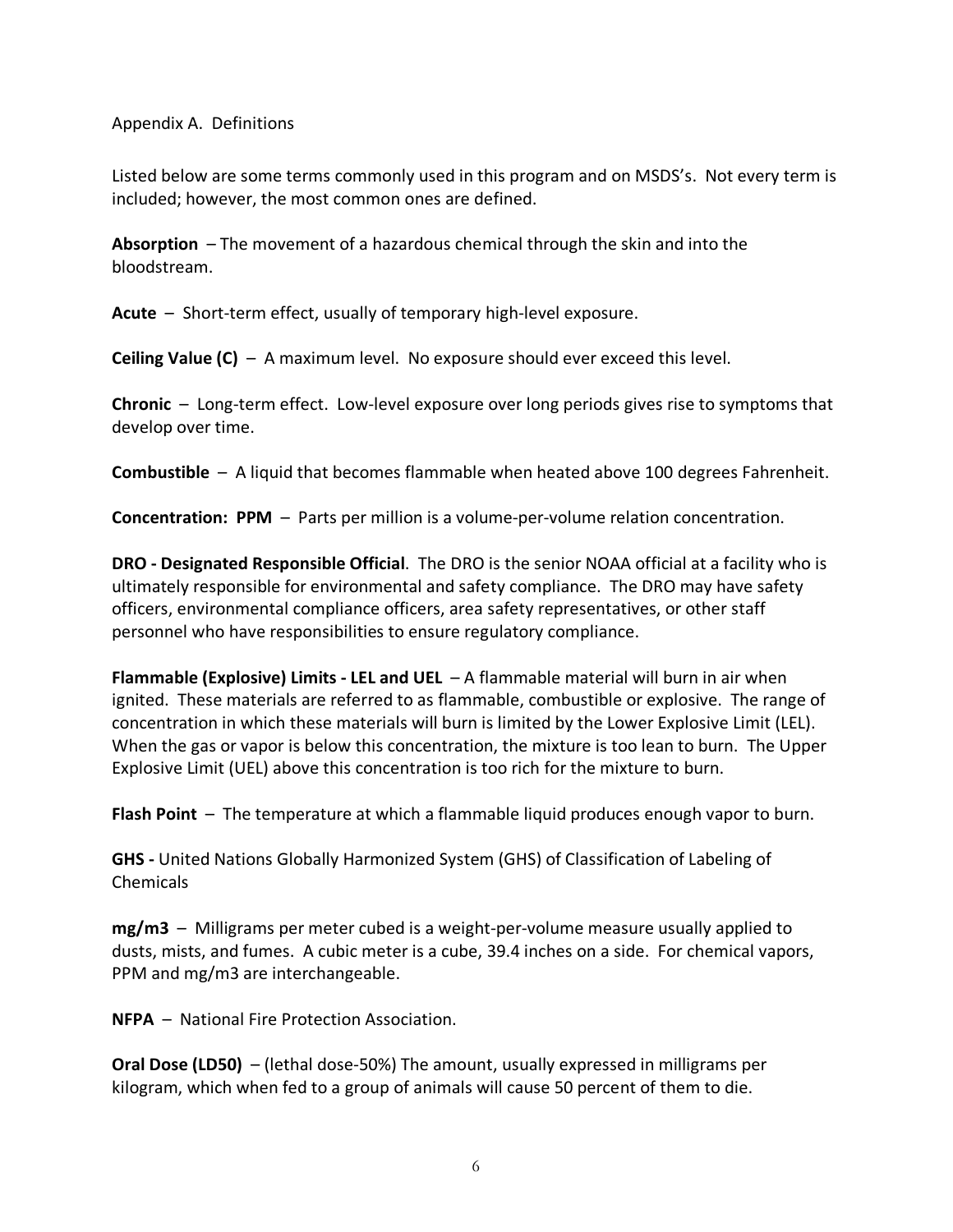Appendix A. Definitions

Listed below are some terms commonly used in this program and on MSDS's. Not every term is included; however, the most common ones are defined.

**Absorption** – The movement of a hazardous chemical through the skin and into the bloodstream.

**Acute** – Short-term effect, usually of temporary high-level exposure.

**Ceiling Value (C)** – A maximum level. No exposure should ever exceed this level.

**Chronic** – Long-term effect. Low-level exposure over long periods gives rise to symptoms that develop over time.

**Combustible** – A liquid that becomes flammable when heated above 100 degrees Fahrenheit.

**Concentration: PPM** – Parts per million is a volume-per-volume relation concentration.

**DRO - Designated Responsible Official**. The DRO is the senior NOAA official at a facility who is ultimately responsible for environmental and safety compliance. The DRO may have safety officers, environmental compliance officers, area safety representatives, or other staff personnel who have responsibilities to ensure regulatory compliance.

**Flammable (Explosive) Limits - LEL and UEL** – A flammable material will burn in air when ignited. These materials are referred to as flammable, combustible or explosive. The range of concentration in which these materials will burn is limited by the Lower Explosive Limit (LEL). When the gas or vapor is below this concentration, the mixture is too lean to burn. The Upper Explosive Limit (UEL) above this concentration is too rich for the mixture to burn.

**Flash Point** – The temperature at which a flammable liquid produces enough vapor to burn.

**GHS -** United Nations Globally Harmonized System (GHS) of Classification of Labeling of Chemicals

**mg/m3** – Milligrams per meter cubed is a weight-per-volume measure usually applied to dusts, mists, and fumes. A cubic meter is a cube, 39.4 inches on a side. For chemical vapors, PPM and mg/m3 are interchangeable.

**NFPA** – National Fire Protection Association.

**Oral Dose (LD50)** – (lethal dose-50%) The amount, usually expressed in milligrams per kilogram, which when fed to a group of animals will cause 50 percent of them to die.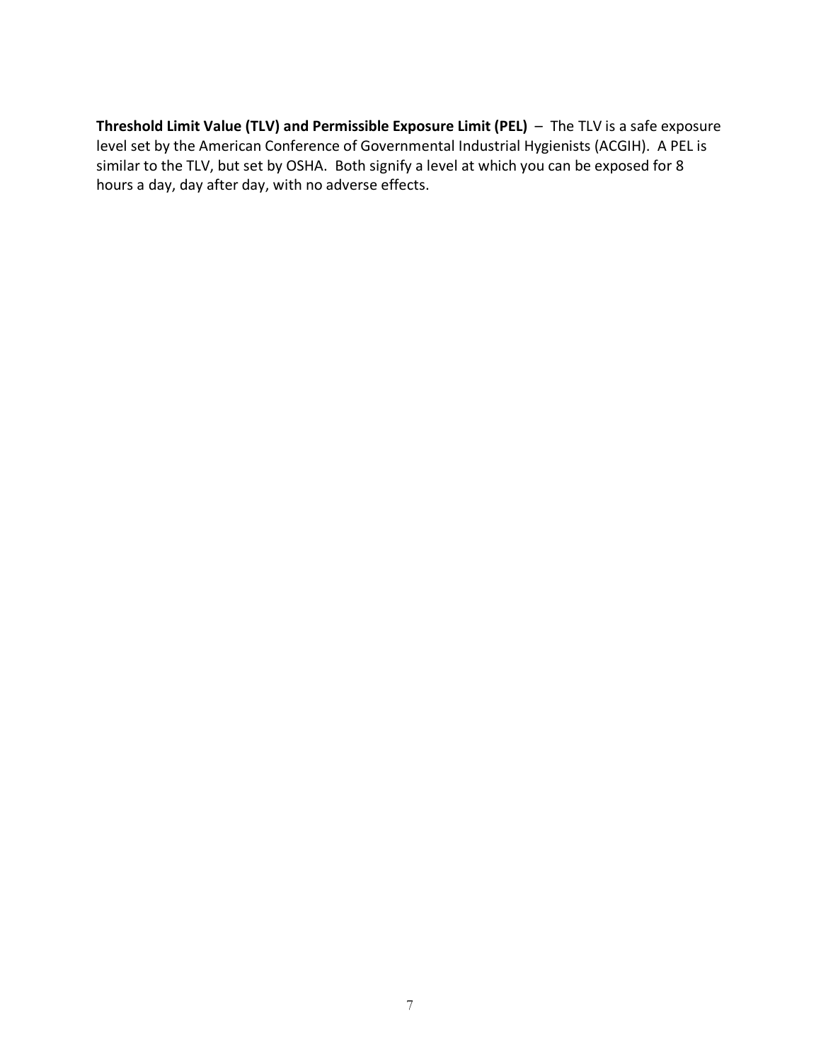**Threshold Limit Value (TLV) and Permissible Exposure Limit (PEL)** – The TLV is a safe exposure level set by the American Conference of Governmental Industrial Hygienists (ACGIH). A PEL is similar to the TLV, but set by OSHA. Both signify a level at which you can be exposed for 8 hours a day, day after day, with no adverse effects.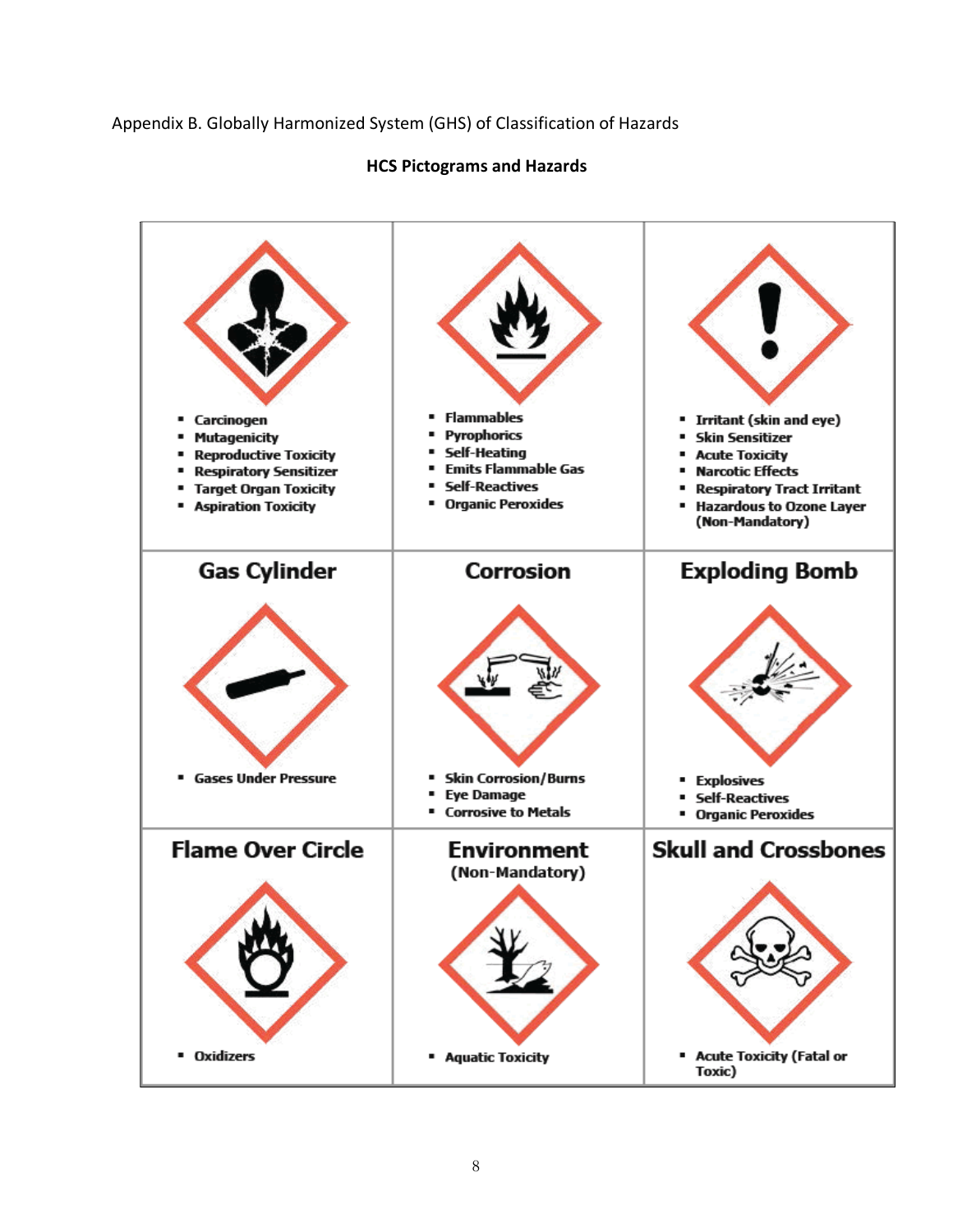Appendix B. Globally Harmonized System (GHS) of Classification of Hazards

**HCS Pictograms and Hazards**

| | | |
|---|---|---|
| ▪ Carcinogen<br>▪ Mutagenicity<br>▪ Reproductive Toxicity<br>▪ Respiratory Sensitizer<br>▪ Target Organ Toxicity<br>▪ Aspiration Toxicity | ▪ Flammables<br>▪ Pyrophorics<br>▪ Self-Heating<br>▪ Emits Flammable Gas<br>▪ Self-Reactives<br>▪ Organic Peroxides | ▪ Irritant (skin and eye)<br>▪ Skin Sensitizer<br>▪ Acute Toxicity<br>▪ Narcotic Effects<br>▪ Respiratory Tract Irritant<br>▪ Hazardous to Ozone Layer (Non-Mandatory) |
| **Gas Cylinder**<br>▪ Gases Under Pressure | **Corrosion**<br>▪ Skin Corrosion/Burns<br>▪ Eye Damage<br>▪ Corrosive to Metals | **Exploding Bomb**<br>▪ Explosives<br>▪ Self-Reactives<br>▪ Organic Peroxides |
| **Flame Over Circle**<br>▪ Oxidizers | **Environment** (Non-Mandatory)<br>▪ Aquatic Toxicity | **Skull and Crossbones**<br>▪ Acute Toxicity (Fatal or Toxic) |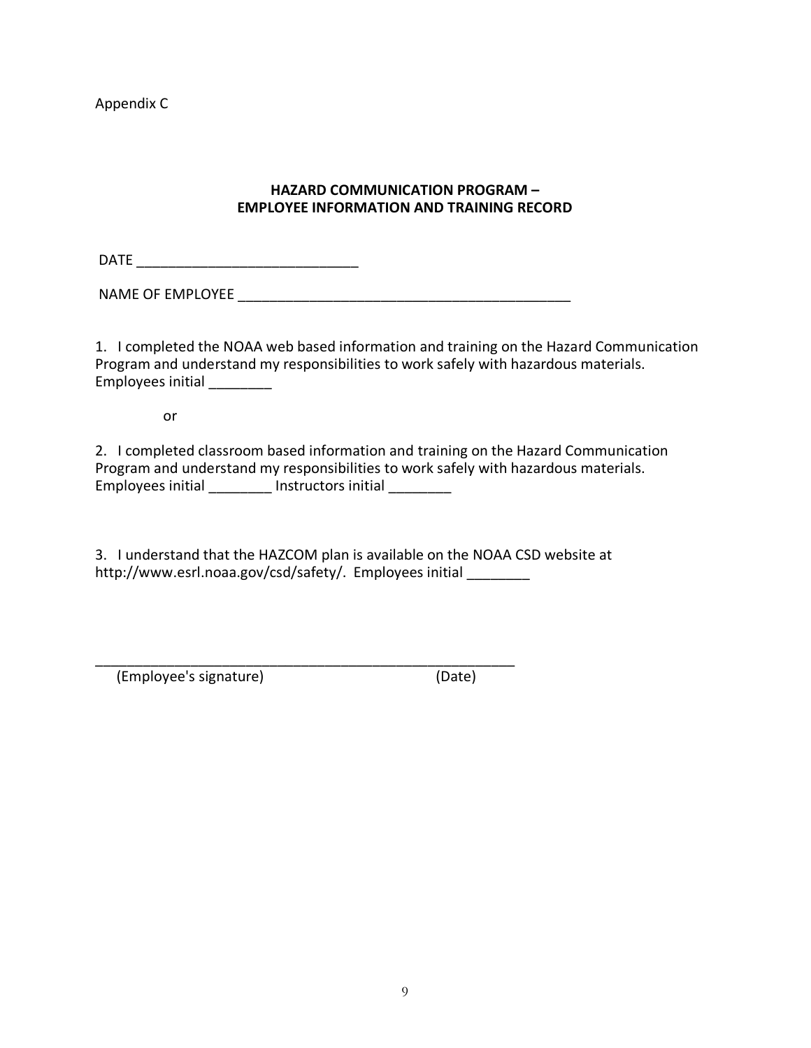Appendix C

**HAZARD COMMUNICATION PROGRAM –**
**EMPLOYEE INFORMATION AND TRAINING RECORD**

DATE ____________________________

NAME OF EMPLOYEE __________________________________________

1. I completed the NOAA web based information and training on the Hazard Communication Program and understand my responsibilities to work safely with hazardous materials. Employees initial ________

or

2. I completed classroom based information and training on the Hazard Communication Program and understand my responsibilities to work safely with hazardous materials. Employees initial ________ Instructors initial ________

3. I understand that the HAZCOM plan is available on the NOAA CSD website at http://www.esrl.noaa.gov/csd/safety/. Employees initial ________

______________________________________________________

(Employee's signature) (Date)